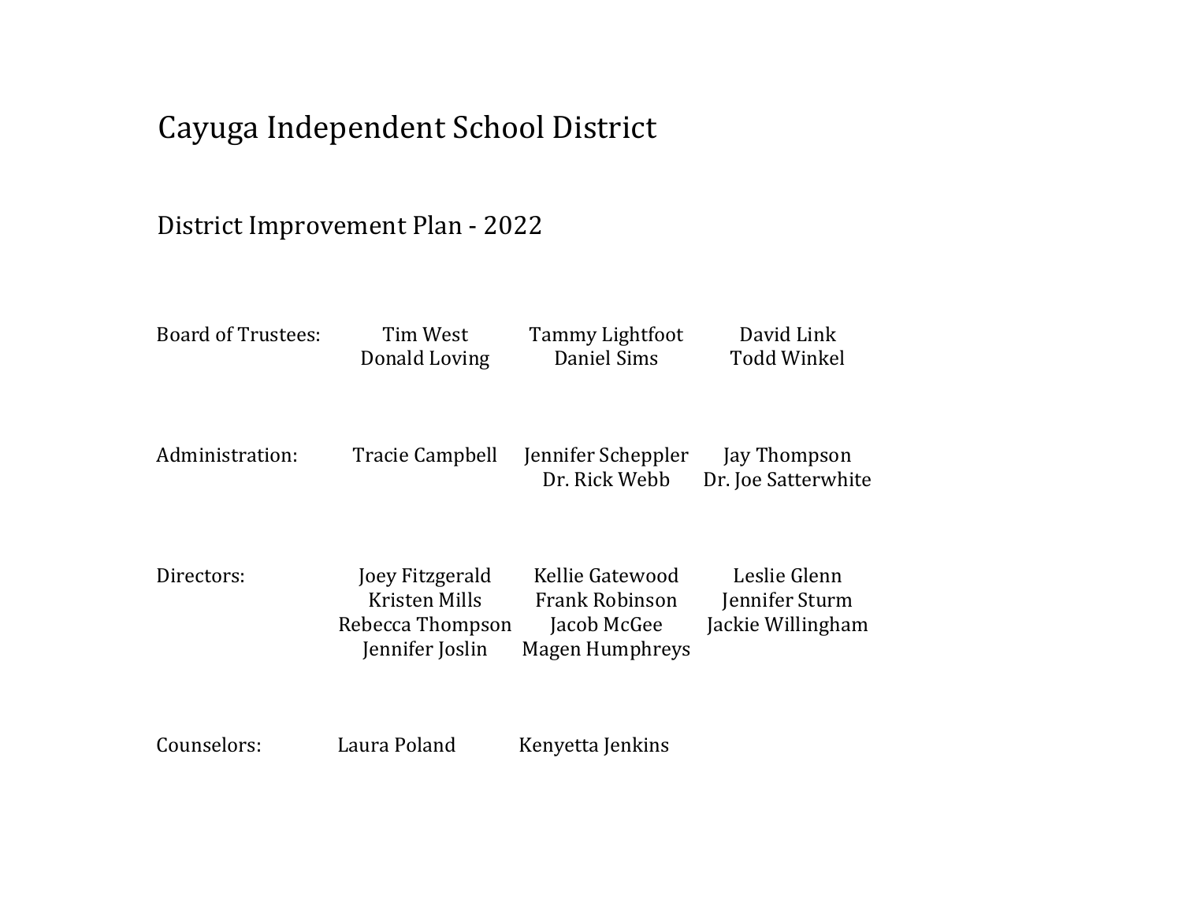# Cayuga Independent School District

## District Improvement Plan - 2022

| | | | |
|---|---|---|---|
| Board of Trustees: | Tim West | Tammy Lightfoot | David Link |
| | Donald Loving | Daniel Sims | Todd Winkel |
| Administration: | Tracie Campbell | Jennifer Scheppler | Jay Thompson |
| | | Dr. Rick Webb | Dr. Joe Satterwhite |
| Directors: | Joey Fitzgerald | Kellie Gatewood | Leslie Glenn |
| | Kristen Mills | Frank Robinson | Jennifer Sturm |
| | Rebecca Thompson | Jacob McGee | Jackie Willingham |
| | Jennifer Joslin | Magen Humphreys | |
| Counselors: | Laura Poland | Kenyetta Jenkins | |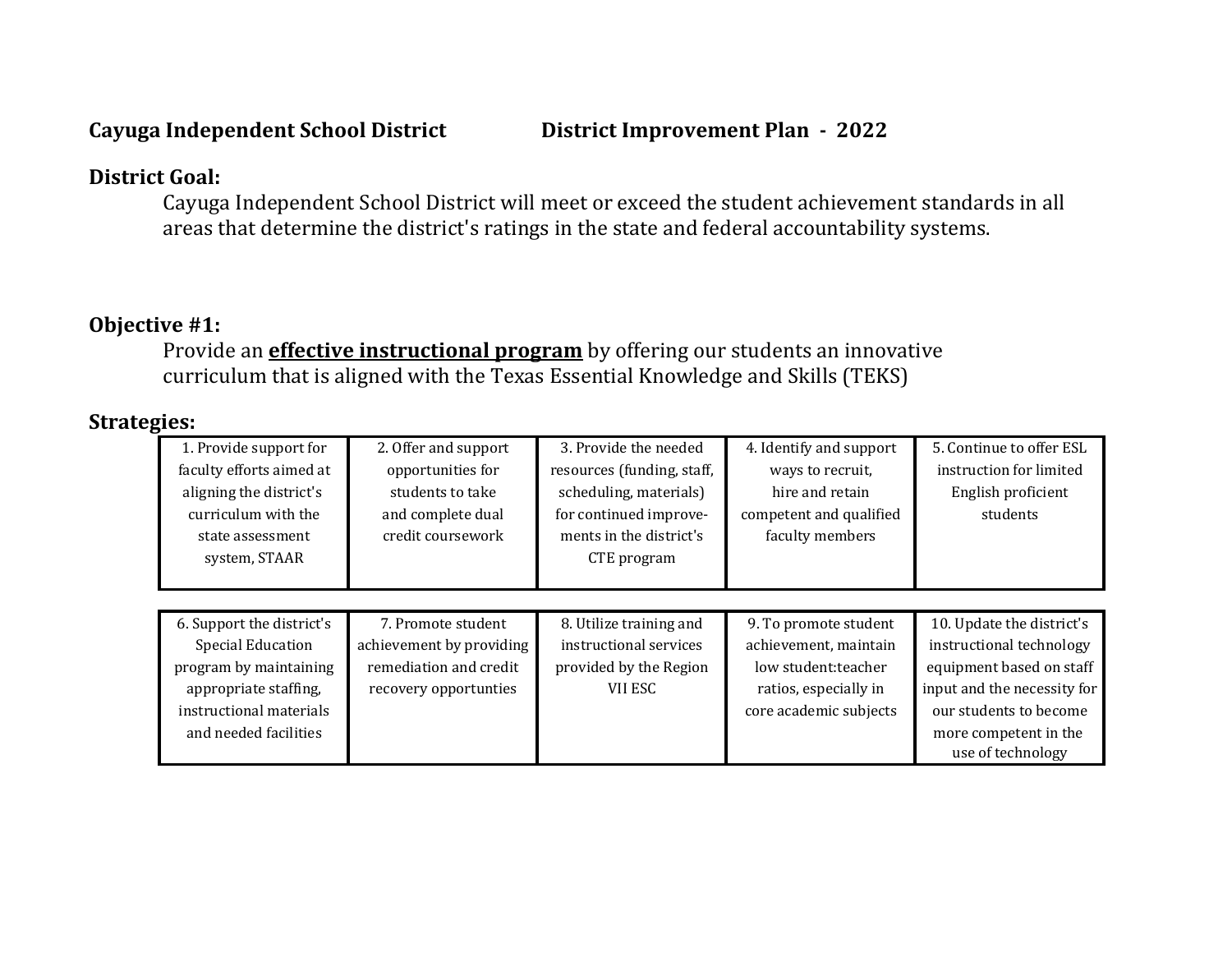**Cayuga Independent School District** **District Improvement Plan - 2022**

**District Goal:**

Cayuga Independent School District will meet or exceed the student achievement standards in all areas that determine the district's ratings in the state and federal accountability systems.

**Objective #1:**

Provide an **effective instructional program** by offering our students an innovative curriculum that is aligned with the Texas Essential Knowledge and Skills (TEKS)

**Strategies:**

| | | | | |
|---|---|---|---|---|
| 1. Provide support for faculty efforts aimed at aligning the district's curriculum with the state assessment system, STAAR | 2. Offer and support opportunities for students to take and complete dual credit coursework | 3. Provide the needed resources (funding, staff, scheduling, materials) for continued improve-ments in the district's CTE program | 4. Identify and support ways to recruit, hire and retain competent and qualified faculty members | 5. Continue to offer ESL instruction for limited English proficient students |

| | | | | |
|---|---|---|---|---|
| 6. Support the district's Special Education program by maintaining appropriate staffing, instructional materials and needed facilities | 7. Promote student achievement by providing remediation and credit recovery opportunties | 8. Utilize training and instructional services provided by the Region VII ESC | 9. To promote student achievement, maintain low student:teacher ratios, especially in core academic subjects | 10. Update the district's instructional technology equipment based on staff input and the necessity for our students to become more competent in the use of technology |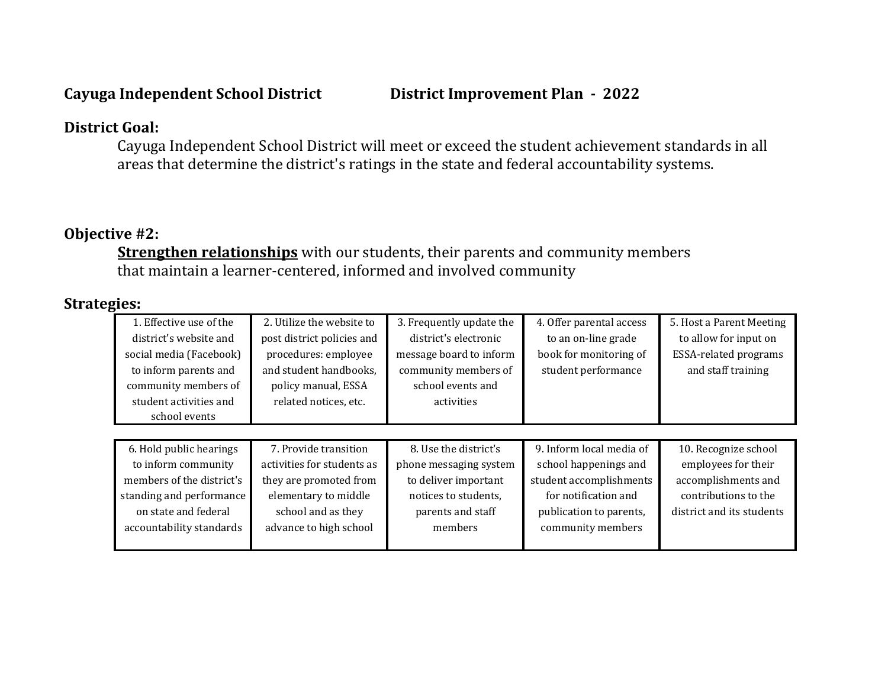**Cayuga Independent School District** **District Improvement Plan - 2022**

**District Goal:**

Cayuga Independent School District will meet or exceed the student achievement standards in all areas that determine the district's ratings in the state and federal accountability systems.

**Objective #2:**

**Strengthen relationships** with our students, their parents and community members that maintain a learner-centered, informed and involved community

**Strategies:**

| | | | | |
|---|---|---|---|---|
| 1. Effective use of the district's website and social media (Facebook) to inform parents and community members of student activities and school events | 2. Utilize the website to post district policies and procedures: employee and student handbooks, policy manual, ESSA related notices, etc. | 3. Frequently update the district's electronic message board to inform community members of school events and activities | 4. Offer parental access to an on-line grade book for monitoring of student performance | 5. Host a Parent Meeting to allow for input on ESSA-related programs and staff training |
| 6. Hold public hearings to inform community members of the district's standing and performance on state and federal accountability standards | 7. Provide transition activities for students as they are promoted from elementary to middle school and as they advance to high school | 8. Use the district's phone messaging system to deliver important notices to students, parents and staff members | 9. Inform local media of school happenings and student accomplishments for notification and publication to parents, community members | 10. Recognize school employees for their accomplishments and contributions to the district and its students |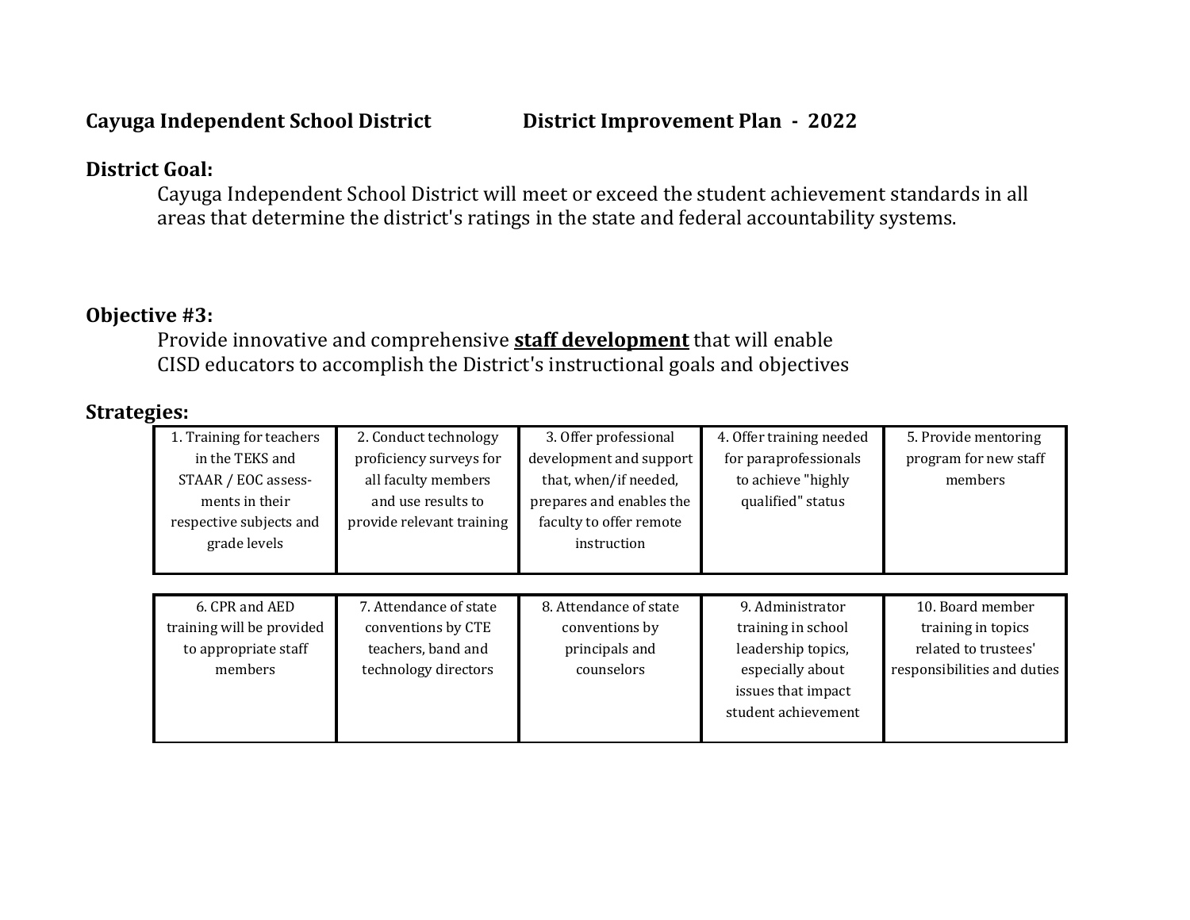**Cayuga Independent School District** **District Improvement Plan - 2022**

**District Goal:**

Cayuga Independent School District will meet or exceed the student achievement standards in all areas that determine the district's ratings in the state and federal accountability systems.

**Objective #3:**

Provide innovative and comprehensive **staff development** that will enable CISD educators to accomplish the District's instructional goals and objectives

**Strategies:**

| | | | | |
|---|---|---|---|---|
| 1. Training for teachers in the TEKS and STAAR / EOC assessments in their respective subjects and grade levels | 2. Conduct technology proficiency surveys for all faculty members and use results to provide relevant training | 3. Offer professional development and support that, when/if needed, prepares and enables the faculty to offer remote instruction | 4. Offer training needed for paraprofessionals to achieve "highly qualified" status | 5. Provide mentoring program for new staff members |
| 6. CPR and AED training will be provided to appropriate staff members | 7. Attendance of state conventions by CTE teachers, band and technology directors | 8. Attendance of state conventions by principals and counselors | 9. Administrator training in school leadership topics, especially about issues that impact student achievement | 10. Board member training in topics related to trustees' responsibilities and duties |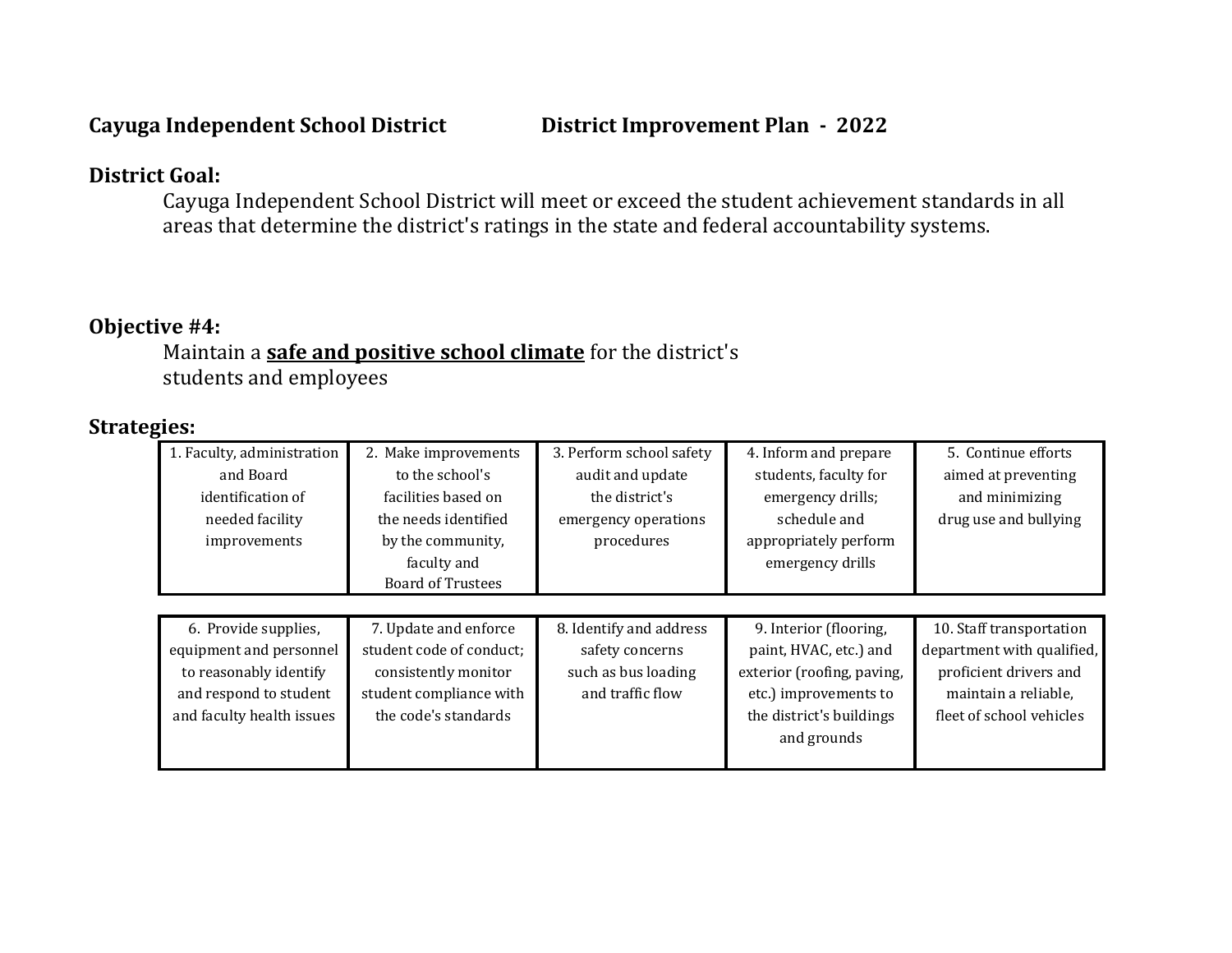**Cayuga Independent School District** **District Improvement Plan - 2022**

## District Goal:

Cayuga Independent School District will meet or exceed the student achievement standards in all areas that determine the district's ratings in the state and federal accountability systems.

## Objective #4:

Maintain a **safe and positive school climate** for the district's students and employees

## Strategies:

| 1. Faculty, administration and Board identification of needed facility improvements | 2. Make improvements to the school's facilities based on the needs identified by the community, faculty and Board of Trustees | 3. Perform school safety audit and update the district's emergency operations procedures | 4. Inform and prepare students, faculty for emergency drills; schedule and appropriately perform emergency drills | 5. Continue efforts aimed at preventing and minimizing drug use and bullying |
|---|---|---|---|---|

| 6. Provide supplies, equipment and personnel to reasonably identify and respond to student and faculty health issues | 7. Update and enforce student code of conduct; consistently monitor student compliance with the code's standards | 8. Identify and address safety concerns such as bus loading and traffic flow | 9. Interior (flooring, paint, HVAC, etc.) and exterior (roofing, paving, etc.) improvements to the district's buildings and grounds | 10. Staff transportation department with qualified, proficient drivers and maintain a reliable, fleet of school vehicles |
|---|---|---|---|---|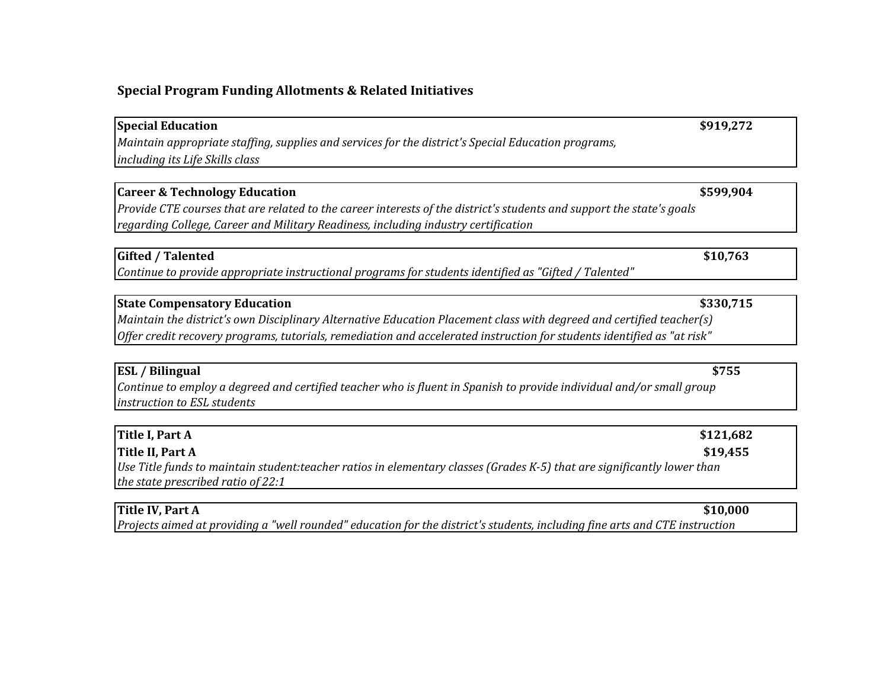## Special Program Funding Allotments & Related Initiatives

**Special Education** **$919,272**
*Maintain appropriate staffing, supplies and services for the district's Special Education programs, including its Life Skills class*

**Career & Technology Education** **$599,904**
*Provide CTE courses that are related to the career interests of the district's students and support the state's goals regarding College, Career and Military Readiness, including industry certification*

**Gifted / Talented** **$10,763**
*Continue to provide appropriate instructional programs for students identified as "Gifted / Talented"*

**State Compensatory Education** **$330,715**
*Maintain the district's own Disciplinary Alternative Education Placement class with degreed and certified teacher(s)*
*Offer credit recovery programs, tutorials, remediation and accelerated instruction for students identified as "at risk"*

**ESL / Bilingual** **$755**
*Continue to employ a degreed and certified teacher who is fluent in Spanish to provide individual and/or small group instruction to ESL students*

**Title I, Part A** **$121,682**
**Title II, Part A** **$19,455**
*Use Title funds to maintain student:teacher ratios in elementary classes (Grades K-5) that are significantly lower than the state prescribed ratio of 22:1*

**Title IV, Part A** **$10,000**
*Projects aimed at providing a "well rounded" education for the district's students, including fine arts and CTE instruction*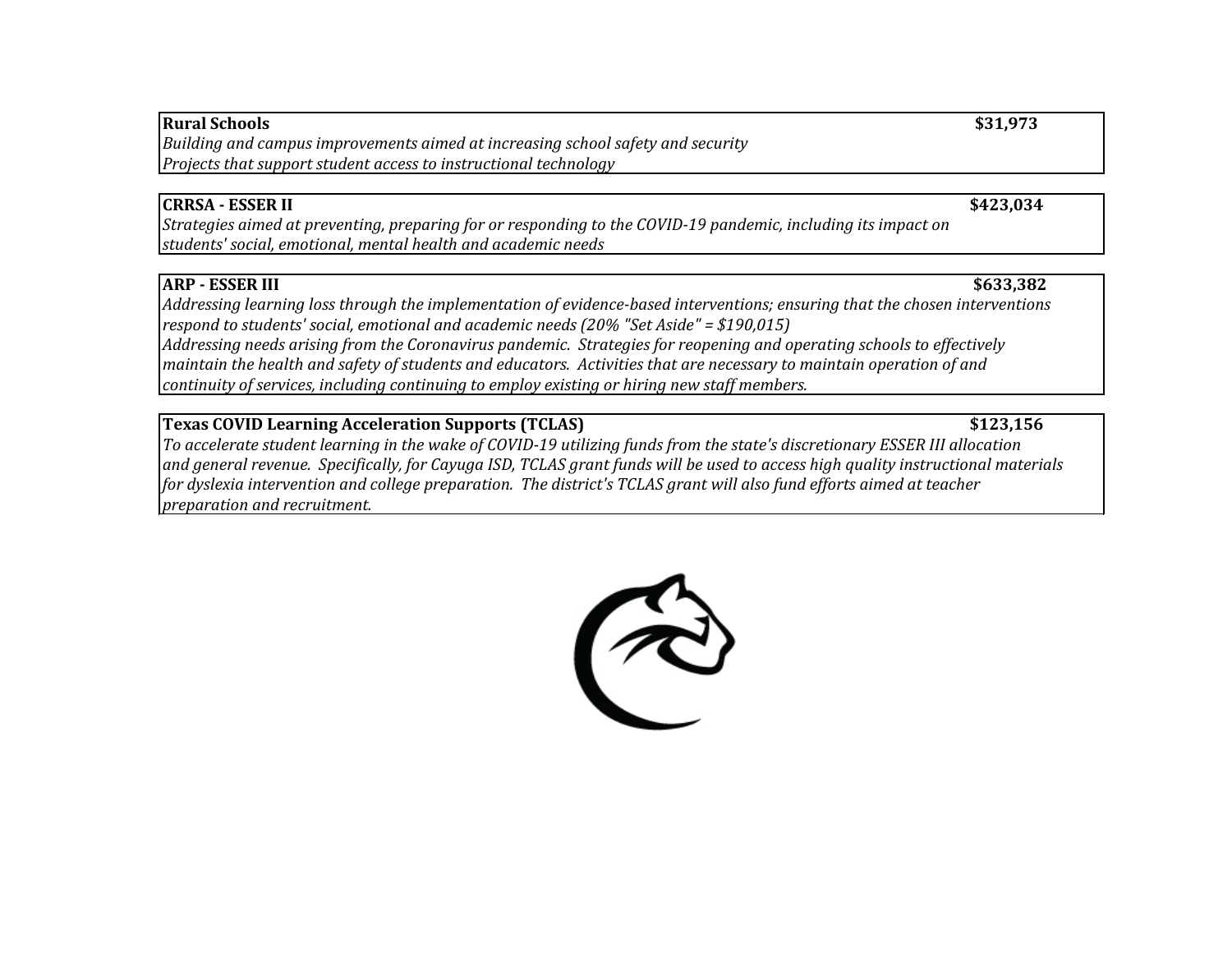**Rural Schools** **$31,973**

*Building and campus improvements aimed at increasing school safety and security*
*Projects that support student access to instructional technology*

**CRRSA - ESSER II** **$423,034**

*Strategies aimed at preventing, preparing for or responding to the COVID-19 pandemic, including its impact on students' social, emotional, mental health and academic needs*

**ARP - ESSER III** **$633,382**

*Addressing learning loss through the implementation of evidence-based interventions; ensuring that the chosen interventions respond to students' social, emotional and academic needs (20% "Set Aside" = $190,015)*
*Addressing needs arising from the Coronavirus pandemic. Strategies for reopening and operating schools to effectively maintain the health and safety of students and educators. Activities that are necessary to maintain operation of and continuity of services, including continuing to employ existing or hiring new staff members.*

**Texas COVID Learning Acceleration Supports (TCLAS)** **$123,156**

*To accelerate student learning in the wake of COVID-19 utilizing funds from the state's discretionary ESSER III allocation and general revenue. Specifically, for Cayuga ISD, TCLAS grant funds will be used to access high quality instructional materials for dyslexia intervention and college preparation. The district's TCLAS grant will also fund efforts aimed at teacher preparation and recruitment.*